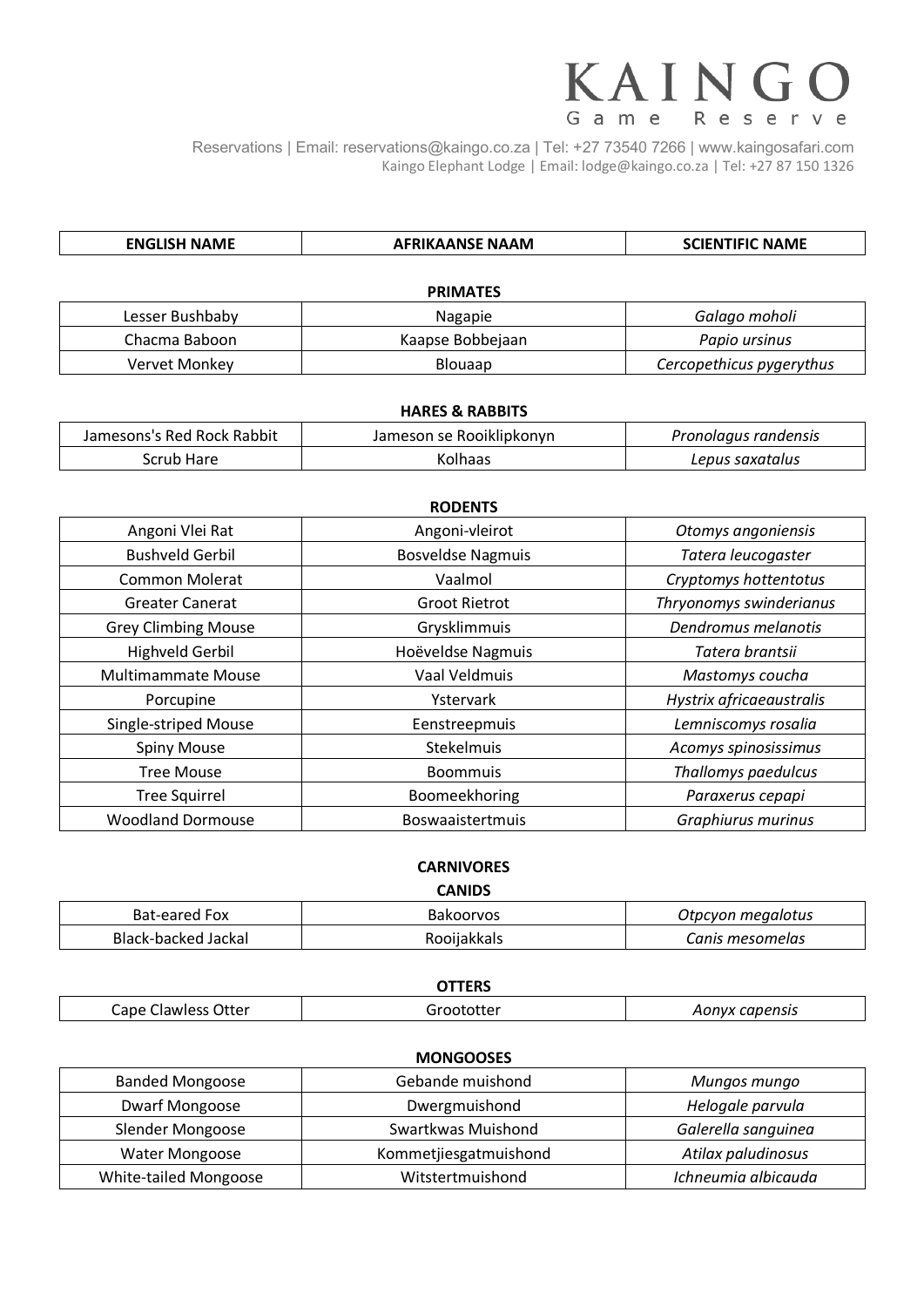# KAINGO
Game Reserve

Reservations | Email: reservations@kaingo.co.za | Tel: +27 73540 7266 | www.kaingosafari.com
Kaingo Elephant Lodge | Email: lodge@kaingo.co.za | Tel: +27 87 150 1326

| ENGLISH NAME | AFRIKAANSE NAAM | SCIENTIFIC NAME |
|---|---|---|

## PRIMATES

| | | |
|---|---|---|
| Lesser Bushbaby | Nagapie | *Galago moholi* |
| Chacma Baboon | Kaapse Bobbejaan | *Papio ursinus* |
| Vervet Monkey | Blouaap | *Cercopethicus pygerythus* |

## HARES & RABBITS

| | | |
|---|---|---|
| Jamesons's Red Rock Rabbit | Jameson se Rooiklipkonyn | *Pronolagus randensis* |
| Scrub Hare | Kolhaas | *Lepus saxatalus* |

## RODENTS

| | | |
|---|---|---|
| Angoni Vlei Rat | Angoni-vleirot | *Otomys angoniensis* |
| Bushveld Gerbil | Bosveldse Nagmuis | *Tatera leucogaster* |
| Common Molerat | Vaalmol | *Cryptomys hottentotus* |
| Greater Canerat | Groot Rietrot | *Thryonomys swinderianus* |
| Grey Climbing Mouse | Grysklimmuis | *Dendromus melanotis* |
| Highveld Gerbil | Hoëveldse Nagmuis | *Tatera brantsii* |
| Multimammate Mouse | Vaal Veldmuis | *Mastomys coucha* |
| Porcupine | Ystervark | *Hystrix africaeaustralis* |
| Single-striped Mouse | Eenstreepmuis | *Lemniscomys rosalia* |
| Spiny Mouse | Stekelmuis | *Acomys spinosissimus* |
| Tree Mouse | Boommuis | *Thallomys paedulcus* |
| Tree Squirrel | Boomeekhoring | *Paraxerus cepapi* |
| Woodland Dormouse | Boswaaistertmuis | *Graphiurus murinus* |

## CARNIVORES

### CANIDS

| | | |
|---|---|---|
| Bat-eared Fox | Bakoorvos | *Otpcyon megalotus* |
| Black-backed Jackal | Rooijakkals | *Canis mesomelas* |

### OTTERS

| | | |
|---|---|---|
| Cape Clawless Otter | Groototter | *Aonyx capensis* |

### MONGOOSES

| | | |
|---|---|---|
| Banded Mongoose | Gebande muishond | *Mungos mungo* |
| Dwarf Mongoose | Dwergmuishond | *Helogale parvula* |
| Slender Mongoose | Swartkwas Muishond | *Galerella sanguinea* |
| Water Mongoose | Kommetjiesgatmuishond | *Atilax paludinosus* |
| White-tailed Mongoose | Witstertmuishond | *Ichneumia albicauda* |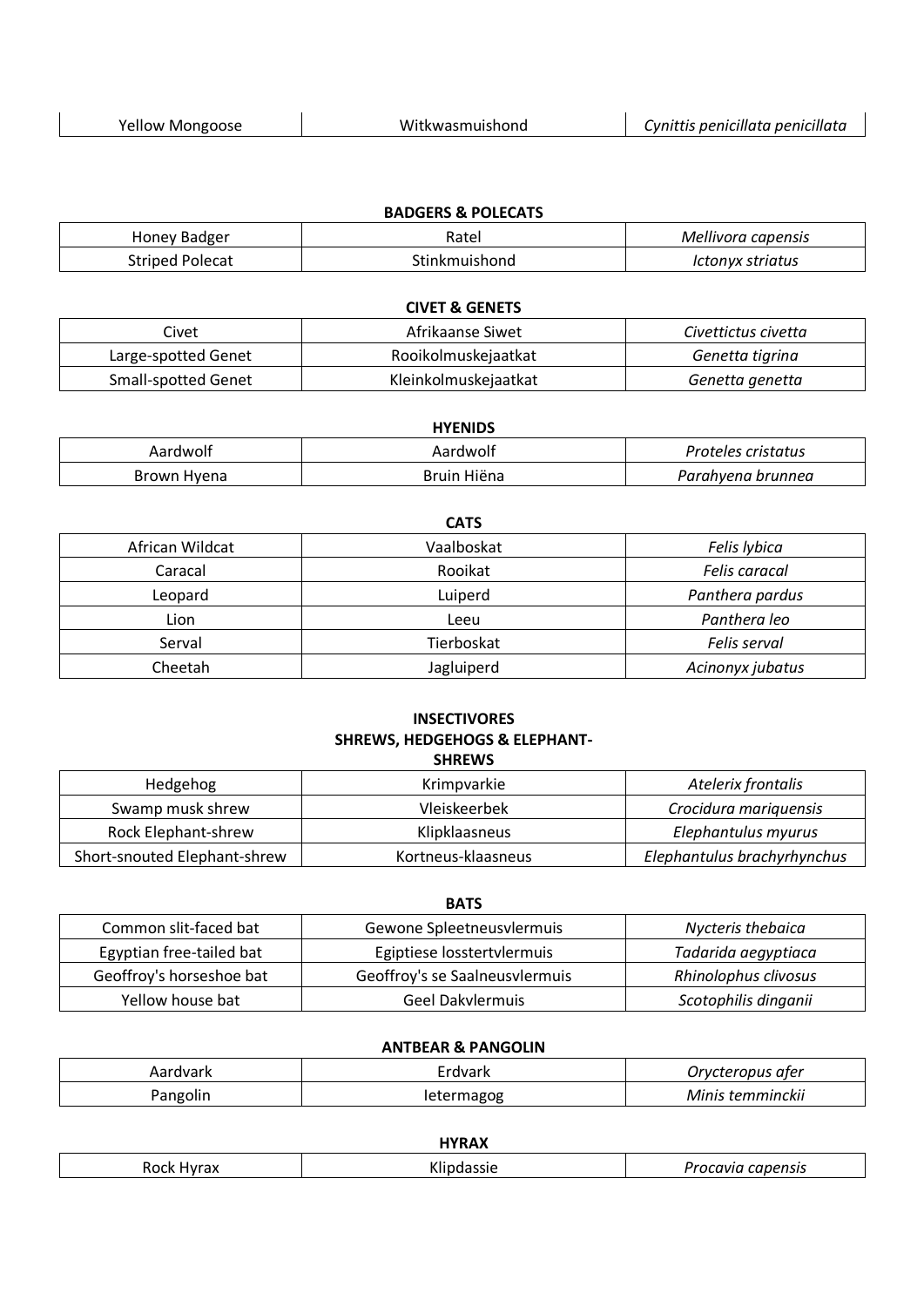| | | |
|---|---|---|
| Yellow Mongoose | Witkwasmuishond | *Cynittis penicillata penicillata* |

**BADGERS & POLECATS**

| | | |
|---|---|---|
| Honey Badger | Ratel | *Mellivora capensis* |
| Striped Polecat | Stinkmuishond | *Ictonyx striatus* |

**CIVET & GENETS**

| | | |
|---|---|---|
| Civet | Afrikaanse Siwet | *Civettictus civetta* |
| Large-spotted Genet | Rooikolmuskejaatkat | *Genetta tigrina* |
| Small-spotted Genet | Kleinkolmuskejaatkat | *Genetta genetta* |

**HYENIDS**

| | | |
|---|---|---|
| Aardwolf | Aardwolf | *Proteles cristatus* |
| Brown Hyena | Bruin Hiëna | *Parahyena brunnea* |

**CATS**

| | | |
|---|---|---|
| African Wildcat | Vaalboskat | *Felis lybica* |
| Caracal | Rooikat | *Felis caracal* |
| Leopard | Luiperd | *Panthera pardus* |
| Lion | Leeu | *Panthera leo* |
| Serval | Tierboskat | *Felis serval* |
| Cheetah | Jagluiperd | *Acinonyx jubatus* |

**INSECTIVORES**
**SHREWS, HEDGEHOGS & ELEPHANT-SHREWS**

| | | |
|---|---|---|
| Hedgehog | Krimpvarkie | *Atelerix frontalis* |
| Swamp musk shrew | Vleiskeerbek | *Crocidura mariquensis* |
| Rock Elephant-shrew | Klipklaasneus | *Elephantulus myurus* |
| Short-snouted Elephant-shrew | Kortneus-klaasneus | *Elephantulus brachyrhynchus* |

**BATS**

| | | |
|---|---|---|
| Common slit-faced bat | Gewone Spleetneusvlermuis | *Nycteris thebaica* |
| Egyptian free-tailed bat | Egiptiese losstertvlermuis | *Tadarida aegyptiaca* |
| Geoffroy's horseshoe bat | Geoffroy's se Saalneusvlermuis | *Rhinolophus clivosus* |
| Yellow house bat | Geel Dakvlermuis | *Scotophilis dinganii* |

**ANTBEAR & PANGOLIN**

| | | |
|---|---|---|
| Aardvark | Erdvark | *Orycteropus afer* |
| Pangolin | Ietermagog | *Minis temminckii* |

**HYRAX**

| | | |
|---|---|---|
| Rock Hyrax | Klipdassie | *Procavia capensis* |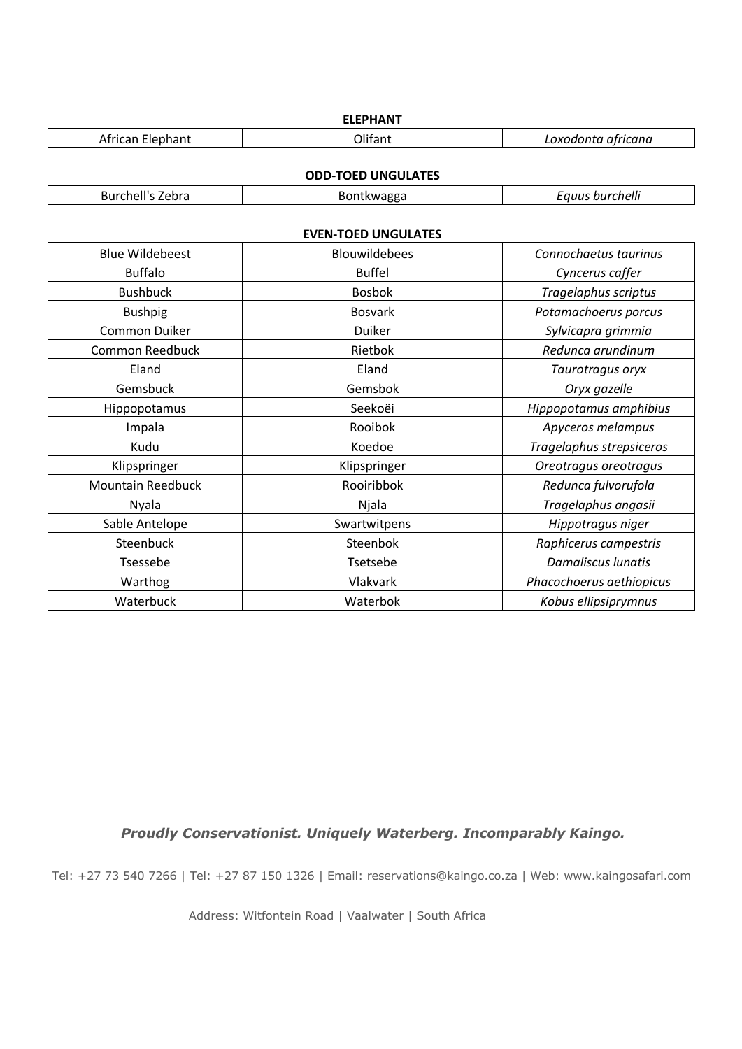**ELEPHANT**

| | | |
|---|---|---|
| African Elephant | Olifant | *Loxodonta africana* |

**ODD-TOED UNGULATES**

| | | |
|---|---|---|
| Burchell's Zebra | Bontkwagga | *Equus burchelli* |

**EVEN-TOED UNGULATES**

| | | |
|---|---|---|
| Blue Wildebeest | Blouwildebees | *Connochaetus taurinus* |
| Buffalo | Buffel | *Cyncerus caffer* |
| Bushbuck | Bosbok | *Tragelaphus scriptus* |
| Bushpig | Bosvark | *Potamachoerus porcus* |
| Common Duiker | Duiker | *Sylvicapra grimmia* |
| Common Reedbuck | Rietbok | *Redunca arundinum* |
| Eland | Eland | *Taurotragus oryx* |
| Gemsbuck | Gemsbok | *Oryx gazelle* |
| Hippopotamus | Seekoëi | *Hippopotamus amphibius* |
| Impala | Rooibok | *Apyceros melampus* |
| Kudu | Koedoe | *Tragelaphus strepsiceros* |
| Klipspringer | Klipspringer | *Oreotragus oreotragus* |
| Mountain Reedbuck | Rooiribbok | *Redunca fulvorufola* |
| Nyala | Njala | *Tragelaphus angasii* |
| Sable Antelope | Swartwitpens | *Hippotragus niger* |
| Steenbuck | Steenbok | *Raphicerus campestris* |
| Tsessebe | Tsetsebe | *Damaliscus lunatis* |
| Warthog | Vlakvark | *Phacochoerus aethiopicus* |
| Waterbuck | Waterbok | *Kobus ellipsiprymnus* |

***Proudly Conservationist. Uniquely Waterberg. Incomparably Kaingo.***

Tel: +27 73 540 7266 | Tel: +27 87 150 1326 | Email: reservations@kaingo.co.za | Web: www.kaingosafari.com

Address: Witfontein Road | Vaalwater | South Africa